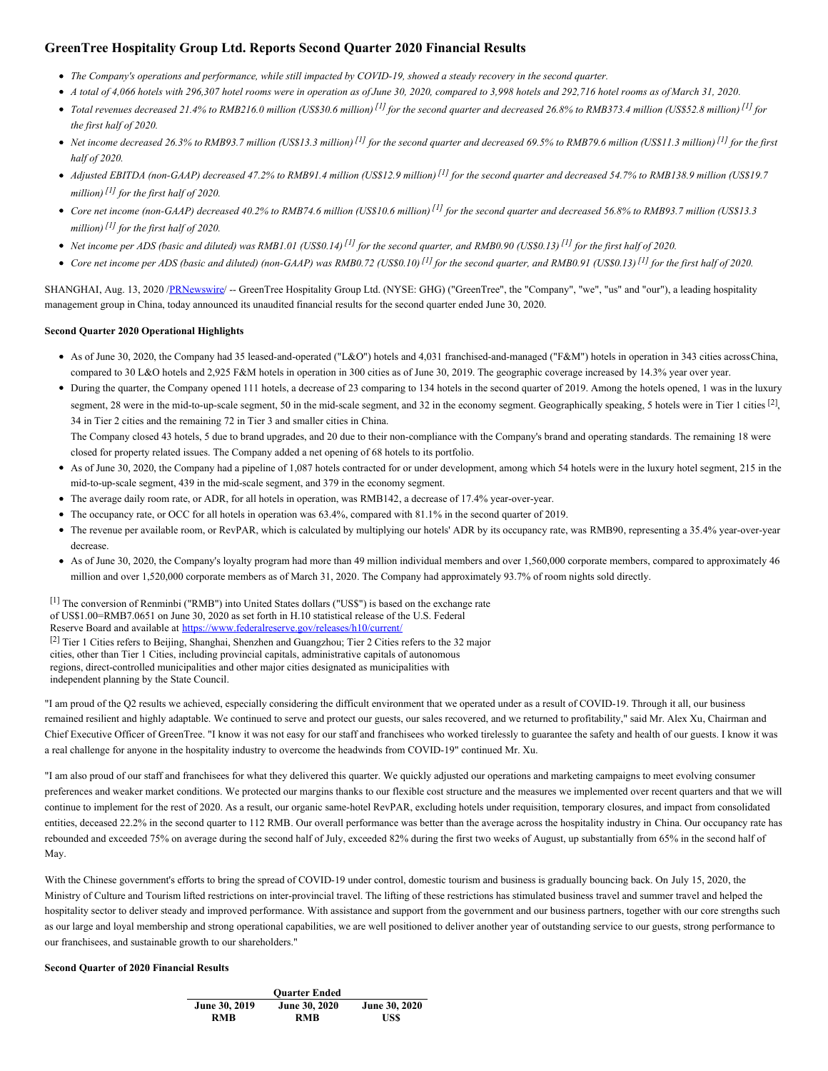# GreenTree Hospitality Group Ltd. Reports Second Quarter 2020 Financial Results

- *The Company's operations and performance, while still impacted by COVID-19, showed a steady recovery in the second quarter.*
- *A total of 4,066 hotels with 296,307 hotel rooms were in operation as of June 30, 2020, compared to 3,998 hotels and 292,716 hotel rooms as of March 31, 2020.*
- *Total revenues decreased 21.4% to RMB216.0 million (US$30.6 million) [1] for the second quarter and decreased 26.8% to RMB373.4 million (US$52.8 million) [1] for the first half of 2020.*
- *Net income decreased 26.3% to RMB93.7 million (US$13.3 million) [1] for the second quarter and decreased 69.5% to RMB79.6 million (US$11.3 million) [1] for the first half of 2020.*
- *Adjusted EBITDA (non-GAAP) decreased 47.2% to RMB91.4 million (US$12.9 million) [1] for the second quarter and decreased 54.7% to RMB138.9 million (US$19.7 million) [1] for the first half of 2020.*
- *Core net income (non-GAAP) decreased 40.2% to RMB74.6 million (US$10.6 million) [1] for the second quarter and decreased 56.8% to RMB93.7 million (US$13.3 million) [1] for the first half of 2020.*
- *Net income per ADS (basic and diluted) was RMB1.01 (US$0.14) [1] for the second quarter, and RMB0.90 (US$0.13) [1] for the first half of 2020.*
- *Core net income per ADS (basic and diluted) (non-GAAP) was RMB0.72 (US$0.10) [1] for the second quarter, and RMB0.91 (US$0.13) [1] for the first half of 2020.*

SHANGHAI, Aug. 13, 2020 /PRNewswire/ -- GreenTree Hospitality Group Ltd. (NYSE: GHG) ("GreenTree", the "Company", "we", "us" and "our"), a leading hospitality management group in China, today announced its unaudited financial results for the second quarter ended June 30, 2020.

**Second Quarter 2020 Operational Highlights**

- As of June 30, 2020, the Company had 35 leased-and-operated ("L&O") hotels and 4,031 franchised-and-managed ("F&M") hotels in operation in 343 cities across China, compared to 30 L&O hotels and 2,925 F&M hotels in operation in 300 cities as of June 30, 2019. The geographic coverage increased by 14.3% year over year.
- During the quarter, the Company opened 111 hotels, a decrease of 23 comparing to 134 hotels in the second quarter of 2019. Among the hotels opened, 1 was in the luxury segment, 28 were in the mid-to-up-scale segment, 50 in the mid-scale segment, and 32 in the economy segment. Geographically speaking, 5 hotels were in Tier 1 cities [2], 34 in Tier 2 cities and the remaining 72 in Tier 3 and smaller cities in China.

  The Company closed 43 hotels, 5 due to brand upgrades, and 20 due to their non-compliance with the Company's brand and operating standards. The remaining 18 were closed for property related issues. The Company added a net opening of 68 hotels to its portfolio.
- As of June 30, 2020, the Company had a pipeline of 1,087 hotels contracted for or under development, among which 54 hotels were in the luxury hotel segment, 215 in the mid-to-up-scale segment, 439 in the mid-scale segment, and 379 in the economy segment.
- The average daily room rate, or ADR, for all hotels in operation, was RMB142, a decrease of 17.4% year-over-year.
- The occupancy rate, or OCC for all hotels in operation was 63.4%, compared with 81.1% in the second quarter of 2019.
- The revenue per available room, or RevPAR, which is calculated by multiplying our hotels' ADR by its occupancy rate, was RMB90, representing a 35.4% year-over-year decrease.
- As of June 30, 2020, the Company's loyalty program had more than 49 million individual members and over 1,560,000 corporate members, compared to approximately 46 million and over 1,520,000 corporate members as of March 31, 2020. The Company had approximately 93.7% of room nights sold directly.

[1] The conversion of Renminbi ("RMB") into United States dollars ("US$") is based on the exchange rate of US$1.00=RMB7.0651 on June 30, 2020 as set forth in H.10 statistical release of the U.S. Federal Reserve Board and available at https://www.federalreserve.gov/releases/h10/current/

[2] Tier 1 Cities refers to Beijing, Shanghai, Shenzhen and Guangzhou; Tier 2 Cities refers to the 32 major cities, other than Tier 1 Cities, including provincial capitals, administrative capitals of autonomous regions, direct-controlled municipalities and other major cities designated as municipalities with independent planning by the State Council.

"I am proud of the Q2 results we achieved, especially considering the difficult environment that we operated under as a result of COVID-19. Through it all, our business remained resilient and highly adaptable. We continued to serve and protect our guests, our sales recovered, and we returned to profitability," said Mr. Alex Xu, Chairman and Chief Executive Officer of GreenTree. "I know it was not easy for our staff and franchisees who worked tirelessly to guarantee the safety and health of our guests. I know it was a real challenge for anyone in the hospitality industry to overcome the headwinds from COVID-19" continued Mr. Xu.

"I am also proud of our staff and franchisees for what they delivered this quarter. We quickly adjusted our operations and marketing campaigns to meet evolving consumer preferences and weaker market conditions. We protected our margins thanks to our flexible cost structure and the measures we implemented over recent quarters and that we will continue to implement for the rest of 2020. As a result, our organic same-hotel RevPAR, excluding hotels under requisition, temporary closures, and impact from consolidated entities, deceased 22.2% in the second quarter to 112 RMB. Our overall performance was better than the average across the hospitality industry in China. Our occupancy rate has rebounded and exceeded 75% on average during the second half of July, exceeded 82% during the first two weeks of August, up substantially from 65% in the second half of May.

With the Chinese government's efforts to bring the spread of COVID-19 under control, domestic tourism and business is gradually bouncing back. On July 15, 2020, the Ministry of Culture and Tourism lifted restrictions on inter-provincial travel. The lifting of these restrictions has stimulated business travel and summer travel and helped the hospitality sector to deliver steady and improved performance. With assistance and support from the government and our business partners, together with our core strengths such as our large and loyal membership and strong operational capabilities, we are well positioned to deliver another year of outstanding service to our guests, strong performance to our franchisees, and sustainable growth to our shareholders."

**Second Quarter of 2020 Financial Results**

| Quarter Ended | | |
|---|---|---|
| June 30, 2019 | June 30, 2020 | June 30, 2020 |
| RMB | RMB | US$ |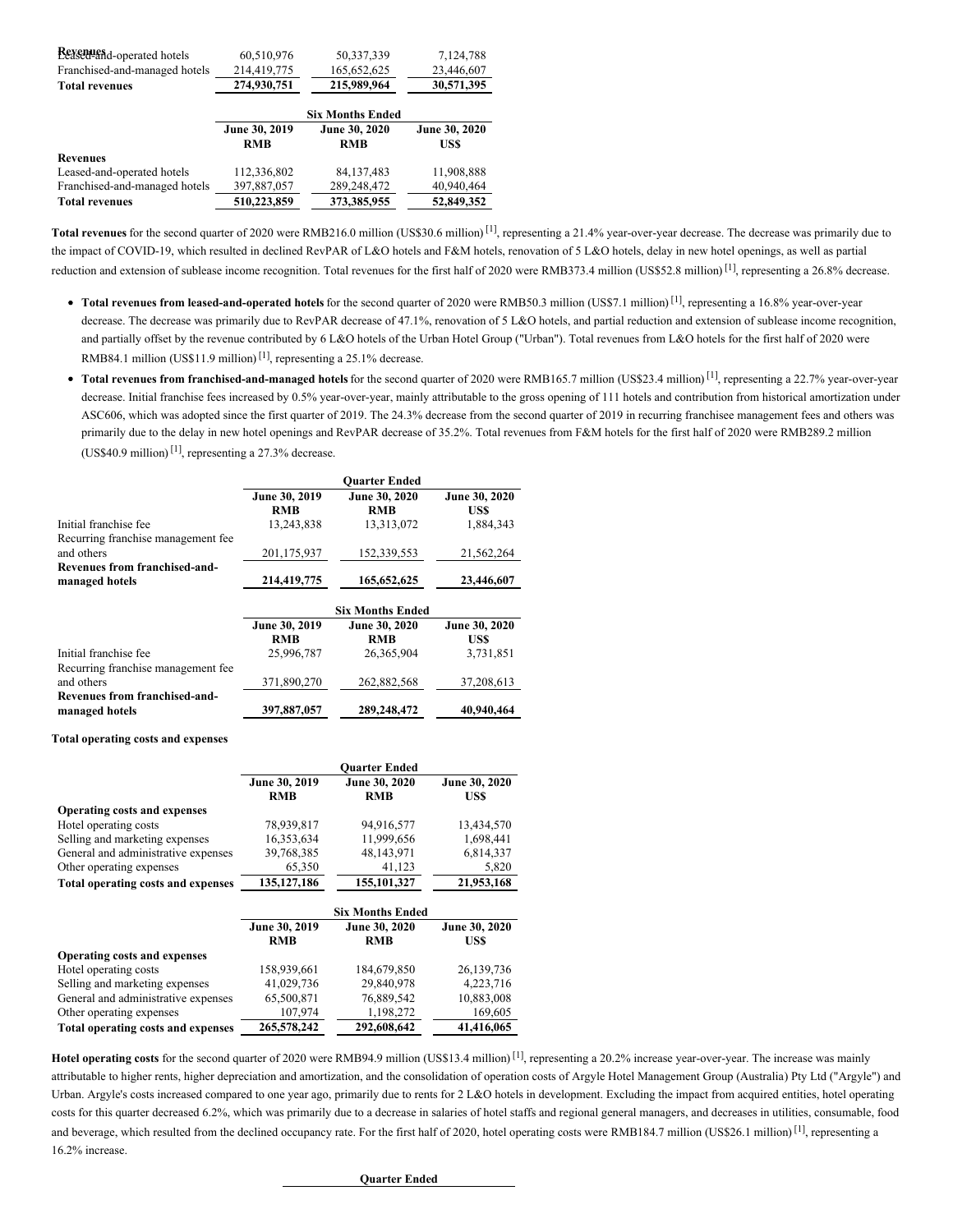| | | | |
|---|---|---|---|
| **Revenues** | | | |
| Leased-and-operated hotels | 60,510,976 | 50,337,339 | 7,124,788 |
| Franchised-and-managed hotels | 214,419,775 | 165,652,625 | 23,446,607 |
| **Total revenues** | **274,930,751** | **215,989,964** | **30,571,395** |

| | **Six Months Ended** | | |
|---|---|---|---|
| | **June 30, 2019 RMB** | **June 30, 2020 RMB** | **June 30, 2020 US$** |
| **Revenues** | | | |
| Leased-and-operated hotels | 112,336,802 | 84,137,483 | 11,908,888 |
| Franchised-and-managed hotels | 397,887,057 | 289,248,472 | 40,940,464 |
| **Total revenues** | **510,223,859** | **373,385,955** | **52,849,352** |

**Total revenues** for the second quarter of 2020 were RMB216.0 million (US$30.6 million) [1], representing a 21.4% year-over-year decrease. The decrease was primarily due to the impact of COVID-19, which resulted in declined RevPAR of L&O hotels and F&M hotels, renovation of 5 L&O hotels, delay in new hotel openings, as well as partial reduction and extension of sublease income recognition. Total revenues for the first half of 2020 were RMB373.4 million (US$52.8 million) [1], representing a 26.8% decrease.

- **Total revenues from leased-and-operated hotels** for the second quarter of 2020 were RMB50.3 million (US$7.1 million) [1], representing a 16.8% year-over-year decrease. The decrease was primarily due to RevPAR decrease of 47.1%, renovation of 5 L&O hotels, and partial reduction and extension of sublease income recognition, and partially offset by the revenue contributed by 6 L&O hotels of the Urban Hotel Group ("Urban"). Total revenues from L&O hotels for the first half of 2020 were RMB84.1 million (US$11.9 million) [1], representing a 25.1% decrease.
- **Total revenues from franchised-and-managed hotels** for the second quarter of 2020 were RMB165.7 million (US$23.4 million) [1], representing a 22.7% year-over-year decrease. Initial franchise fees increased by 0.5% year-over-year, mainly attributable to the gross opening of 111 hotels and contribution from historical amortization under ASC606, which was adopted since the first quarter of 2019. The 24.3% decrease from the second quarter of 2019 in recurring franchisee management fees and others was primarily due to the delay in new hotel openings and RevPAR decrease of 35.2%. Total revenues from F&M hotels for the first half of 2020 were RMB289.2 million (US$40.9 million) [1], representing a 27.3% decrease.

| | **Quarter Ended** | | |
|---|---|---|---|
| | **June 30, 2019 RMB** | **June 30, 2020 RMB** | **June 30, 2020 US$** |
| Initial franchise fee | 13,243,838 | 13,313,072 | 1,884,343 |
| Recurring franchise management fee and others | 201,175,937 | 152,339,553 | 21,562,264 |
| **Revenues from franchised-and-managed hotels** | **214,419,775** | **165,652,625** | **23,446,607** |

| | **Six Months Ended** | | |
|---|---|---|---|
| | **June 30, 2019 RMB** | **June 30, 2020 RMB** | **June 30, 2020 US$** |
| Initial franchise fee | 25,996,787 | 26,365,904 | 3,731,851 |
| Recurring franchise management fee and others | 371,890,270 | 262,882,568 | 37,208,613 |
| **Revenues from franchised-and-managed hotels** | **397,887,057** | **289,248,472** | **40,940,464** |

**Total operating costs and expenses**

| | **Quarter Ended** | | |
|---|---|---|---|
| | **June 30, 2019 RMB** | **June 30, 2020 RMB** | **June 30, 2020 US$** |
| **Operating costs and expenses** | | | |
| Hotel operating costs | 78,939,817 | 94,916,577 | 13,434,570 |
| Selling and marketing expenses | 16,353,634 | 11,999,656 | 1,698,441 |
| General and administrative expenses | 39,768,385 | 48,143,971 | 6,814,337 |
| Other operating expenses | 65,350 | 41,123 | 5,820 |
| **Total operating costs and expenses** | **135,127,186** | **155,101,327** | **21,953,168** |

| | **Six Months Ended** | | |
|---|---|---|---|
| | **June 30, 2019 RMB** | **June 30, 2020 RMB** | **June 30, 2020 US$** |
| **Operating costs and expenses** | | | |
| Hotel operating costs | 158,939,661 | 184,679,850 | 26,139,736 |
| Selling and marketing expenses | 41,029,736 | 29,840,978 | 4,223,716 |
| General and administrative expenses | 65,500,871 | 76,889,542 | 10,883,008 |
| Other operating expenses | 107,974 | 1,198,272 | 169,605 |
| **Total operating costs and expenses** | **265,578,242** | **292,608,642** | **41,416,065** |

**Hotel operating costs** for the second quarter of 2020 were RMB94.9 million (US$13.4 million) [1], representing a 20.2% increase year-over-year. The increase was mainly attributable to higher rents, higher depreciation and amortization, and the consolidation of operation costs of Argyle Hotel Management Group (Australia) Pty Ltd ("Argyle") and Urban. Argyle's costs increased compared to one year ago, primarily due to rents for 2 L&O hotels in development. Excluding the impact from acquired entities, hotel operating costs for this quarter decreased 6.2%, which was primarily due to a decrease in salaries of hotel staffs and regional general managers, and decreases in utilities, consumable, food and beverage, which resulted from the declined occupancy rate. For the first half of 2020, hotel operating costs were RMB184.7 million (US$26.1 million) [1], representing a 16.2% increase.

**Quarter Ended**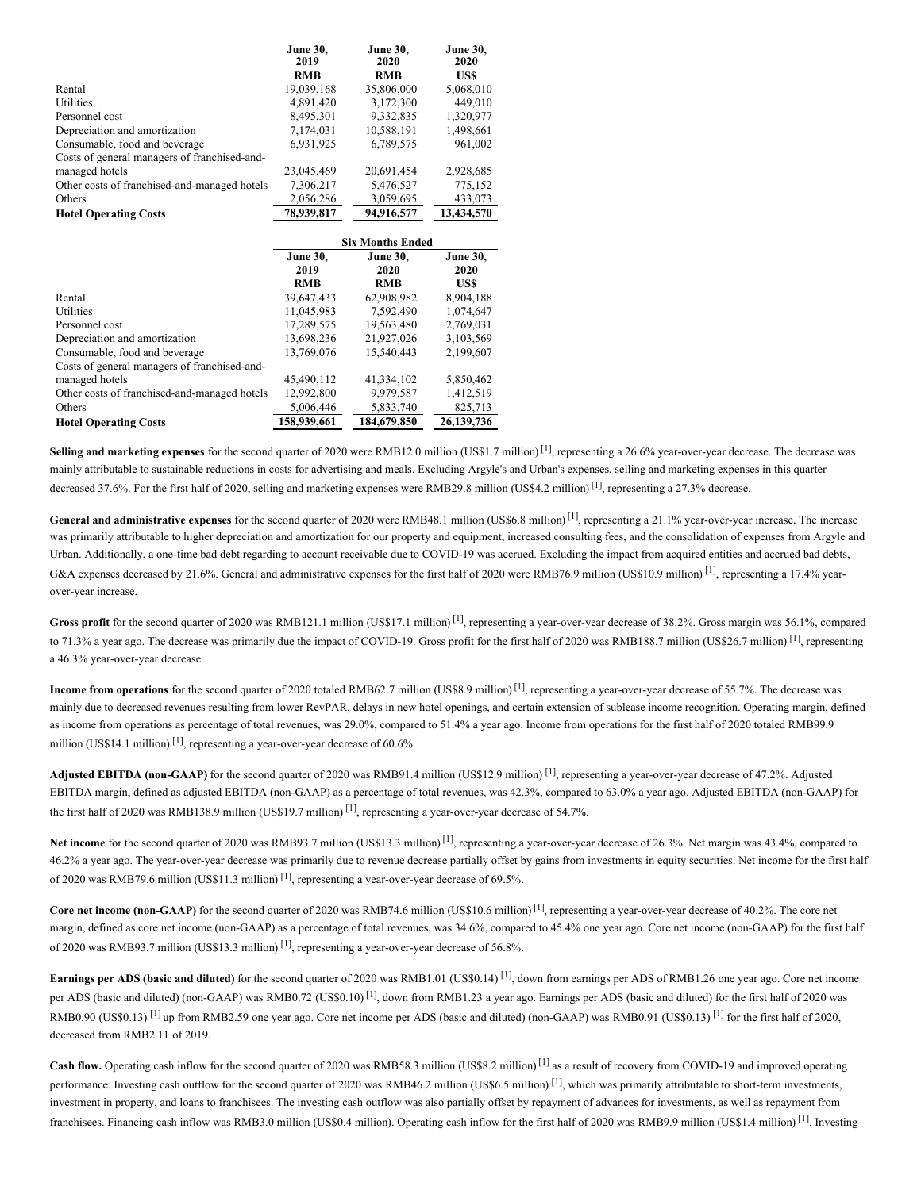| | June 30, 2019 | June 30, 2020 | June 30, 2020 |
|---|---|---|---|
| | RMB | RMB | US$ |
| Rental | 19,039,168 | 35,806,000 | 5,068,010 |
| Utilities | 4,891,420 | 3,172,300 | 449,010 |
| Personnel cost | 8,495,301 | 9,332,835 | 1,320,977 |
| Depreciation and amortization | 7,174,031 | 10,588,191 | 1,498,661 |
| Consumable, food and beverage | 6,931,925 | 6,789,575 | 961,002 |
| Costs of general managers of franchised-and-managed hotels | 23,045,469 | 20,691,454 | 2,928,685 |
| Other costs of franchised-and-managed hotels | 7,306,217 | 5,476,527 | 775,152 |
| Others | 2,056,286 | 3,059,695 | 433,073 |
| **Hotel Operating Costs** | **78,939,817** | **94,916,577** | **13,434,570** |

| | Six Months Ended | | |
|---|---|---|---|
| | June 30, 2019 | June 30, 2020 | June 30, 2020 |
| | RMB | RMB | US$ |
| Rental | 39,647,433 | 62,908,982 | 8,904,188 |
| Utilities | 11,045,983 | 7,592,490 | 1,074,647 |
| Personnel cost | 17,289,575 | 19,563,480 | 2,769,031 |
| Depreciation and amortization | 13,698,236 | 21,927,026 | 3,103,569 |
| Consumable, food and beverage | 13,769,076 | 15,540,443 | 2,199,607 |
| Costs of general managers of franchised-and-managed hotels | 45,490,112 | 41,334,102 | 5,850,462 |
| Other costs of franchised-and-managed hotels | 12,992,800 | 9,979,587 | 1,412,519 |
| Others | 5,006,446 | 5,833,740 | 825,713 |
| **Hotel Operating Costs** | **158,939,661** | **184,679,850** | **26,139,736** |

**Selling and marketing expenses** for the second quarter of 2020 were RMB12.0 million (US$1.7 million) [1], representing a 26.6% year-over-year decrease. The decrease was mainly attributable to sustainable reductions in costs for advertising and meals. Excluding Argyle's and Urban's expenses, selling and marketing expenses in this quarter decreased 37.6%. For the first half of 2020, selling and marketing expenses were RMB29.8 million (US$4.2 million) [1], representing a 27.3% decrease.

**General and administrative expenses** for the second quarter of 2020 were RMB48.1 million (US$6.8 million) [1], representing a 21.1% year-over-year increase. The increase was primarily attributable to higher depreciation and amortization for our property and equipment, increased consulting fees, and the consolidation of expenses from Argyle and Urban. Additionally, a one-time bad debt regarding to account receivable due to COVID-19 was accrued. Excluding the impact from acquired entities and accrued bad debts, G&A expenses decreased by 21.6%. General and administrative expenses for the first half of 2020 were RMB76.9 million (US$10.9 million) [1], representing a 17.4% year-over-year increase.

**Gross profit** for the second quarter of 2020 was RMB121.1 million (US$17.1 million) [1], representing a year-over-year decrease of 38.2%. Gross margin was 56.1%, compared to 71.3% a year ago. The decrease was primarily due the impact of COVID-19. Gross profit for the first half of 2020 was RMB188.7 million (US$26.7 million) [1], representing a 46.3% year-over-year decrease.

**Income from operations** for the second quarter of 2020 totaled RMB62.7 million (US$8.9 million) [1], representing a year-over-year decrease of 55.7%. The decrease was mainly due to decreased revenues resulting from lower RevPAR, delays in new hotel openings, and certain extension of sublease income recognition. Operating margin, defined as income from operations as percentage of total revenues, was 29.0%, compared to 51.4% a year ago. Income from operations for the first half of 2020 totaled RMB99.9 million (US$14.1 million) [1], representing a year-over-year decrease of 60.6%.

**Adjusted EBITDA (non-GAAP)** for the second quarter of 2020 was RMB91.4 million (US$12.9 million) [1], representing a year-over-year decrease of 47.2%. Adjusted EBITDA margin, defined as adjusted EBITDA (non-GAAP) as a percentage of total revenues, was 42.3%, compared to 63.0% a year ago. Adjusted EBITDA (non-GAAP) for the first half of 2020 was RMB138.9 million (US$19.7 million) [1], representing a year-over-year decrease of 54.7%.

**Net income** for the second quarter of 2020 was RMB93.7 million (US$13.3 million) [1], representing a year-over-year decrease of 26.3%. Net margin was 43.4%, compared to 46.2% a year ago. The year-over-year decrease was primarily due to revenue decrease partially offset by gains from investments in equity securities. Net income for the first half of 2020 was RMB79.6 million (US$11.3 million) [1], representing a year-over-year decrease of 69.5%.

**Core net income (non-GAAP)** for the second quarter of 2020 was RMB74.6 million (US$10.6 million) [1], representing a year-over-year decrease of 40.2%. The core net margin, defined as core net income (non-GAAP) as a percentage of total revenues, was 34.6%, compared to 45.4% one year ago. Core net income (non-GAAP) for the first half of 2020 was RMB93.7 million (US$13.3 million) [1], representing a year-over-year decrease of 56.8%.

**Earnings per ADS (basic and diluted)** for the second quarter of 2020 was RMB1.01 (US$0.14) [1], down from earnings per ADS of RMB1.26 one year ago. Core net income per ADS (basic and diluted) (non-GAAP) was RMB0.72 (US$0.10) [1], down from RMB1.23 a year ago. Earnings per ADS (basic and diluted) for the first half of 2020 was RMB0.90 (US$0.13) [1] up from RMB2.59 one year ago. Core net income per ADS (basic and diluted) (non-GAAP) was RMB0.91 (US$0.13) [1] for the first half of 2020, decreased from RMB2.11 of 2019.

**Cash flow.** Operating cash inflow for the second quarter of 2020 was RMB58.3 million (US$8.2 million) [1] as a result of recovery from COVID-19 and improved operating performance. Investing cash outflow for the second quarter of 2020 was RMB46.2 million (US$6.5 million) [1], which was primarily attributable to short-term investments, investment in property, and loans to franchisees. The investing cash outflow was also partially offset by repayment of advances for investments, as well as repayment from franchisees. Financing cash inflow was RMB3.0 million (US$0.4 million). Operating cash inflow for the first half of 2020 was RMB9.9 million (US$1.4 million) [1]. Investing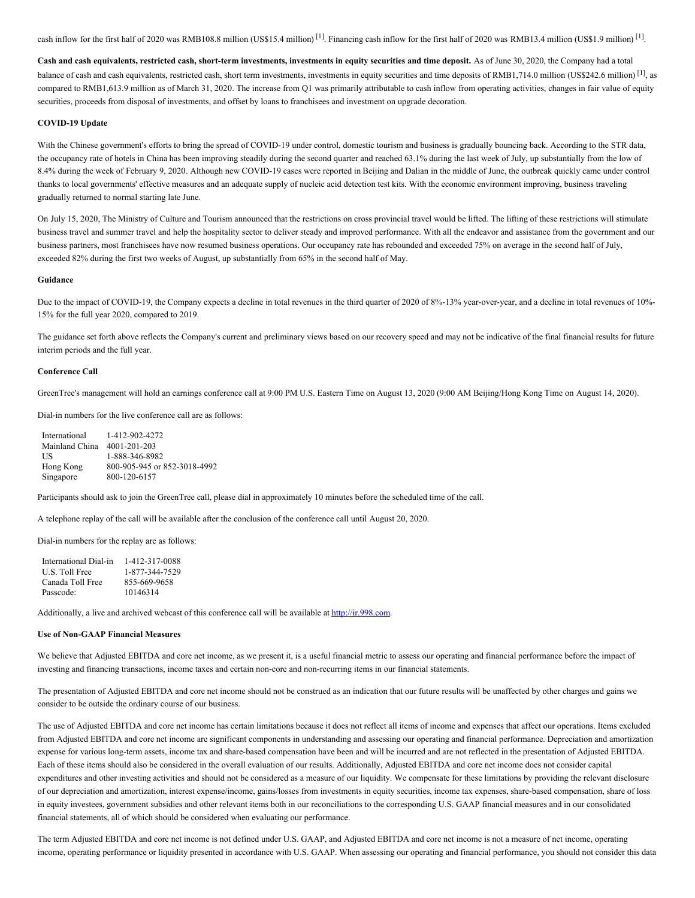cash inflow for the first half of 2020 was RMB108.8 million (US$15.4 million) [1]. Financing cash inflow for the first half of 2020 was RMB13.4 million (US$1.9 million) [1].

**Cash and cash equivalents, restricted cash, short-term investments, investments in equity securities and time deposit.** As of June 30, 2020, the Company had a total balance of cash and cash equivalents, restricted cash, short term investments, investments in equity securities and time deposits of RMB1,714.0 million (US$242.6 million) [1], as compared to RMB1,613.9 million as of March 31, 2020. The increase from Q1 was primarily attributable to cash inflow from operating activities, changes in fair value of equity securities, proceeds from disposal of investments, and offset by loans to franchisees and investment on upgrade decoration.

**COVID-19 Update**

With the Chinese government's efforts to bring the spread of COVID-19 under control, domestic tourism and business is gradually bouncing back. According to the STR data, the occupancy rate of hotels in China has been improving steadily during the second quarter and reached 63.1% during the last week of July, up substantially from the low of 8.4% during the week of February 9, 2020. Although new COVID-19 cases were reported in Beijing and Dalian in the middle of June, the outbreak quickly came under control thanks to local governments' effective measures and an adequate supply of nucleic acid detection test kits. With the economic environment improving, business traveling gradually returned to normal starting late June.

On July 15, 2020, The Ministry of Culture and Tourism announced that the restrictions on cross provincial travel would be lifted. The lifting of these restrictions will stimulate business travel and summer travel and help the hospitality sector to deliver steady and improved performance. With all the endeavor and assistance from the government and our business partners, most franchisees have now resumed business operations. Our occupancy rate has rebounded and exceeded 75% on average in the second half of July, exceeded 82% during the first two weeks of August, up substantially from 65% in the second half of May.

**Guidance**

Due to the impact of COVID-19, the Company expects a decline in total revenues in the third quarter of 2020 of 8%-13% year-over-year, and a decline in total revenues of 10%-15% for the full year 2020, compared to 2019.

The guidance set forth above reflects the Company's current and preliminary views based on our recovery speed and may not be indicative of the final financial results for future interim periods and the full year.

**Conference Call**

GreenTree's management will hold an earnings conference call at 9:00 PM U.S. Eastern Time on August 13, 2020 (9:00 AM Beijing/Hong Kong Time on August 14, 2020).

Dial-in numbers for the live conference call are as follows:

| | |
|---|---|
| International | 1-412-902-4272 |
| Mainland China | 4001-201-203 |
| US | 1-888-346-8982 |
| Hong Kong | 800-905-945 or 852-3018-4992 |
| Singapore | 800-120-6157 |

Participants should ask to join the GreenTree call, please dial in approximately 10 minutes before the scheduled time of the call.

A telephone replay of the call will be available after the conclusion of the conference call until August 20, 2020.

Dial-in numbers for the replay are as follows:

| | |
|---|---|
| International Dial-in | 1-412-317-0088 |
| U.S. Toll Free | 1-877-344-7529 |
| Canada Toll Free | 855-669-9658 |
| Passcode: | 10146314 |

Additionally, a live and archived webcast of this conference call will be available at http://ir.998.com.

**Use of Non-GAAP Financial Measures**

We believe that Adjusted EBITDA and core net income, as we present it, is a useful financial metric to assess our operating and financial performance before the impact of investing and financing transactions, income taxes and certain non-core and non-recurring items in our financial statements.

The presentation of Adjusted EBITDA and core net income should not be construed as an indication that our future results will be unaffected by other charges and gains we consider to be outside the ordinary course of our business.

The use of Adjusted EBITDA and core net income has certain limitations because it does not reflect all items of income and expenses that affect our operations. Items excluded from Adjusted EBITDA and core net income are significant components in understanding and assessing our operating and financial performance. Depreciation and amortization expense for various long-term assets, income tax and share-based compensation have been and will be incurred and are not reflected in the presentation of Adjusted EBITDA. Each of these items should also be considered in the overall evaluation of our results. Additionally, Adjusted EBITDA and core net income does not consider capital expenditures and other investing activities and should not be considered as a measure of our liquidity. We compensate for these limitations by providing the relevant disclosure of our depreciation and amortization, interest expense/income, gains/losses from investments in equity securities, income tax expenses, share-based compensation, share of loss in equity investees, government subsidies and other relevant items both in our reconciliations to the corresponding U.S. GAAP financial measures and in our consolidated financial statements, all of which should be considered when evaluating our performance.

The term Adjusted EBITDA and core net income is not defined under U.S. GAAP, and Adjusted EBITDA and core net income is not a measure of net income, operating income, operating performance or liquidity presented in accordance with U.S. GAAP. When assessing our operating and financial performance, you should not consider this data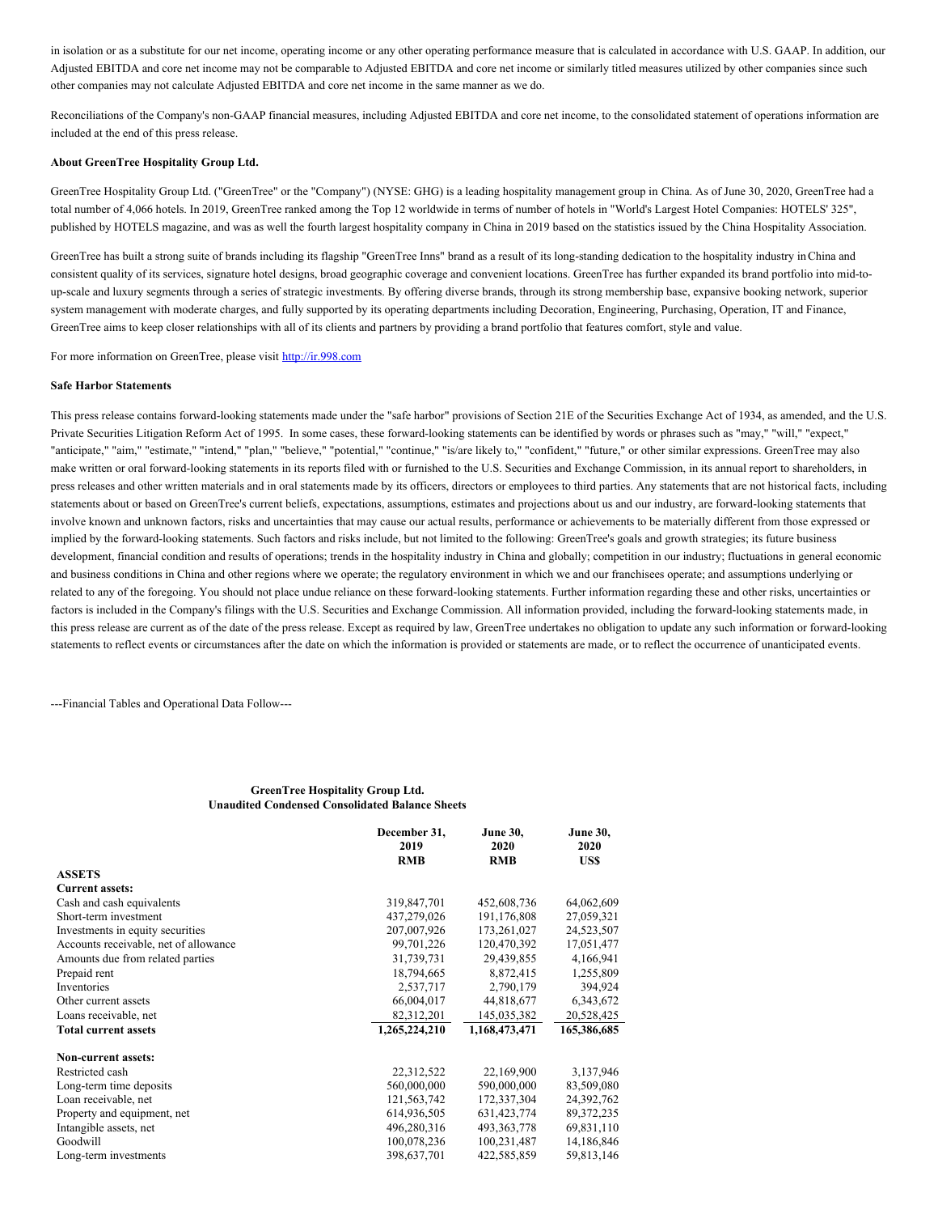in isolation or as a substitute for our net income, operating income or any other operating performance measure that is calculated in accordance with U.S. GAAP. In addition, our Adjusted EBITDA and core net income may not be comparable to Adjusted EBITDA and core net income or similarly titled measures utilized by other companies since such other companies may not calculate Adjusted EBITDA and core net income in the same manner as we do.

Reconciliations of the Company's non-GAAP financial measures, including Adjusted EBITDA and core net income, to the consolidated statement of operations information are included at the end of this press release.

**About GreenTree Hospitality Group Ltd.**

GreenTree Hospitality Group Ltd. ("GreenTree" or the "Company") (NYSE: GHG) is a leading hospitality management group in China. As of June 30, 2020, GreenTree had a total number of 4,066 hotels. In 2019, GreenTree ranked among the Top 12 worldwide in terms of number of hotels in "World's Largest Hotel Companies: HOTELS' 325", published by HOTELS magazine, and was as well the fourth largest hospitality company in China in 2019 based on the statistics issued by the China Hospitality Association.

GreenTree has built a strong suite of brands including its flagship "GreenTree Inns" brand as a result of its long-standing dedication to the hospitality industry in China and consistent quality of its services, signature hotel designs, broad geographic coverage and convenient locations. GreenTree has further expanded its brand portfolio into mid-to-up-scale and luxury segments through a series of strategic investments. By offering diverse brands, through its strong membership base, expansive booking network, superior system management with moderate charges, and fully supported by its operating departments including Decoration, Engineering, Purchasing, Operation, IT and Finance, GreenTree aims to keep closer relationships with all of its clients and partners by providing a brand portfolio that features comfort, style and value.

For more information on GreenTree, please visit http://ir.998.com

**Safe Harbor Statements**

This press release contains forward-looking statements made under the "safe harbor" provisions of Section 21E of the Securities Exchange Act of 1934, as amended, and the U.S. Private Securities Litigation Reform Act of 1995. In some cases, these forward-looking statements can be identified by words or phrases such as "may," "will," "expect," "anticipate," "aim," "estimate," "intend," "plan," "believe," "potential," "continue," "is/are likely to," "confident," "future," or other similar expressions. GreenTree may also make written or oral forward-looking statements in its reports filed with or furnished to the U.S. Securities and Exchange Commission, in its annual report to shareholders, in press releases and other written materials and in oral statements made by its officers, directors or employees to third parties. Any statements that are not historical facts, including statements about or based on GreenTree's current beliefs, expectations, assumptions, estimates and projections about us and our industry, are forward-looking statements that involve known and unknown factors, risks and uncertainties that may cause our actual results, performance or achievements to be materially different from those expressed or implied by the forward-looking statements. Such factors and risks include, but not limited to the following: GreenTree's goals and growth strategies; its future business development, financial condition and results of operations; trends in the hospitality industry in China and globally; competition in our industry; fluctuations in general economic and business conditions in China and other regions where we operate; the regulatory environment in which we and our franchisees operate; and assumptions underlying or related to any of the foregoing. You should not place undue reliance on these forward-looking statements. Further information regarding these and other risks, uncertainties or factors is included in the Company's filings with the U.S. Securities and Exchange Commission. All information provided, including the forward-looking statements made, in this press release are current as of the date of the press release. Except as required by law, GreenTree undertakes no obligation to update any such information or forward-looking statements to reflect events or circumstances after the date on which the information is provided or statements are made, or to reflect the occurrence of unanticipated events.

---Financial Tables and Operational Data Follow---

**GreenTree Hospitality Group Ltd.**
**Unaudited Condensed Consolidated Balance Sheets**

| | December 31, 2019 RMB | June 30, 2020 RMB | June 30, 2020 US$ |
|---|---|---|---|
| **ASSETS** | | | |
| **Current assets:** | | | |
| Cash and cash equivalents | 319,847,701 | 452,608,736 | 64,062,609 |
| Short-term investment | 437,279,026 | 191,176,808 | 27,059,321 |
| Investments in equity securities | 207,007,926 | 173,261,027 | 24,523,507 |
| Accounts receivable, net of allowance | 99,701,226 | 120,470,392 | 17,051,477 |
| Amounts due from related parties | 31,739,731 | 29,439,855 | 4,166,941 |
| Prepaid rent | 18,794,665 | 8,872,415 | 1,255,809 |
| Inventories | 2,537,717 | 2,790,179 | 394,924 |
| Other current assets | 66,004,017 | 44,818,677 | 6,343,672 |
| Loans receivable, net | 82,312,201 | 145,035,382 | 20,528,425 |
| **Total current assets** | **1,265,224,210** | **1,168,473,471** | **165,386,685** |
| **Non-current assets:** | | | |
| Restricted cash | 22,312,522 | 22,169,900 | 3,137,946 |
| Long-term time deposits | 560,000,000 | 590,000,000 | 83,509,080 |
| Loan receivable, net | 121,563,742 | 172,337,304 | 24,392,762 |
| Property and equipment, net | 614,936,505 | 631,423,774 | 89,372,235 |
| Intangible assets, net | 496,280,316 | 493,363,778 | 69,831,110 |
| Goodwill | 100,078,236 | 100,231,487 | 14,186,846 |
| Long-term investments | 398,637,701 | 422,585,859 | 59,813,146 |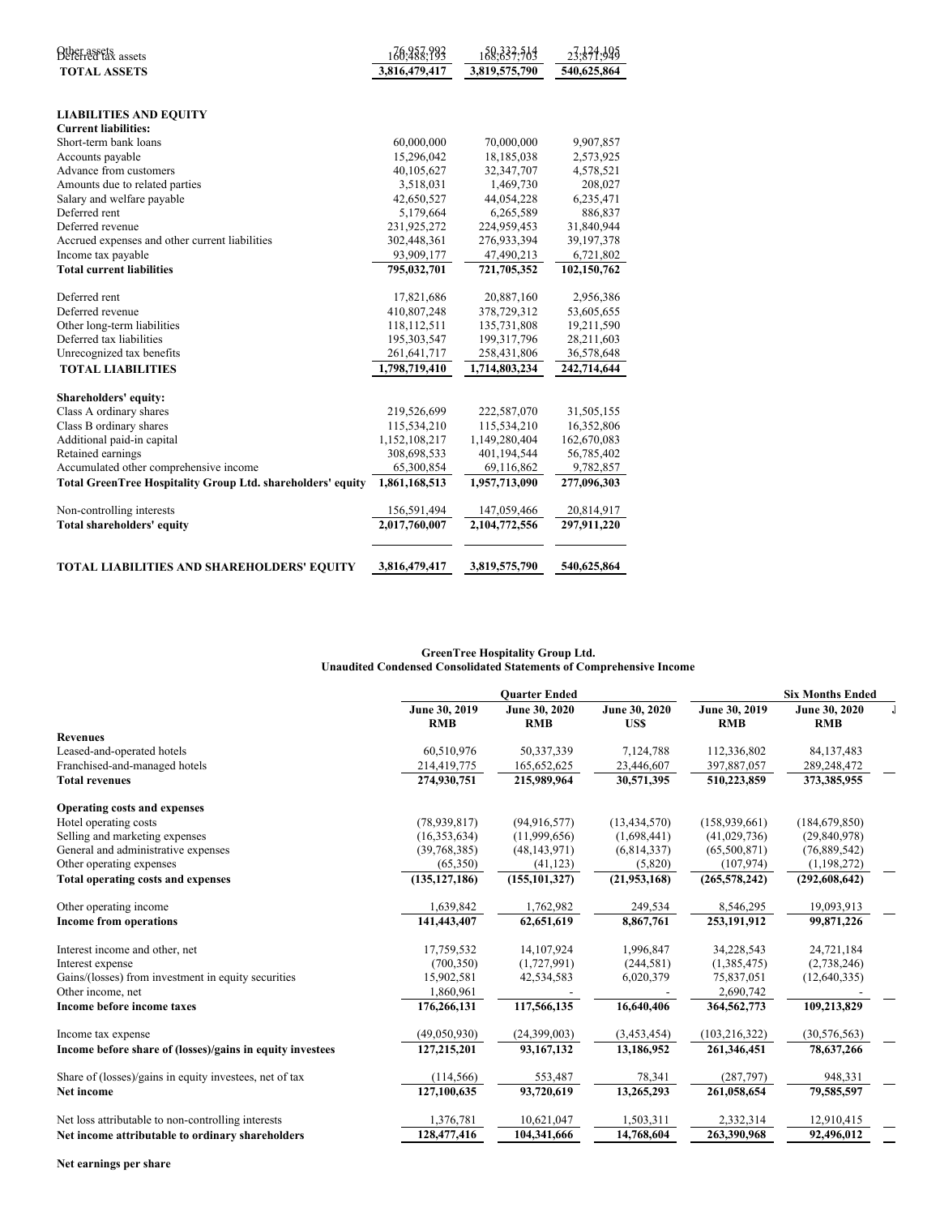| | | | |
|---|---|---|---|
| Other assets | 76,957,992 | 50,332,514 | 7,124,105 |
| Deferred tax assets | 160,488,193 | 168,657,703 | 23,871,949 |
| **TOTAL ASSETS** | **3,816,479,417** | **3,819,575,790** | **540,625,864** |
| | | | |
| **LIABILITIES AND EQUITY** | | | |
| **Current liabilities:** | | | |
| Short-term bank loans | 60,000,000 | 70,000,000 | 9,907,857 |
| Accounts payable | 15,296,042 | 18,185,038 | 2,573,925 |
| Advance from customers | 40,105,627 | 32,347,707 | 4,578,521 |
| Amounts due to related parties | 3,518,031 | 1,469,730 | 208,027 |
| Salary and welfare payable | 42,650,527 | 44,054,228 | 6,235,471 |
| Deferred rent | 5,179,664 | 6,265,589 | 886,837 |
| Deferred revenue | 231,925,272 | 224,959,453 | 31,840,944 |
| Accrued expenses and other current liabilities | 302,448,361 | 276,933,394 | 39,197,378 |
| Income tax payable | 93,909,177 | 47,490,213 | 6,721,802 |
| **Total current liabilities** | **795,032,701** | **721,705,352** | **102,150,762** |
| | | | |
| Deferred rent | 17,821,686 | 20,887,160 | 2,956,386 |
| Deferred revenue | 410,807,248 | 378,729,312 | 53,605,655 |
| Other long-term liabilities | 118,112,511 | 135,731,808 | 19,211,590 |
| Deferred tax liabilities | 195,303,547 | 199,317,796 | 28,211,603 |
| Unrecognized tax benefits | 261,641,717 | 258,431,806 | 36,578,648 |
| **TOTAL LIABILITIES** | **1,798,719,410** | **1,714,803,234** | **242,714,644** |
| | | | |
| **Shareholders' equity:** | | | |
| Class A ordinary shares | 219,526,699 | 222,587,070 | 31,505,155 |
| Class B ordinary shares | 115,534,210 | 115,534,210 | 16,352,806 |
| Additional paid-in capital | 1,152,108,217 | 1,149,280,404 | 162,670,083 |
| Retained earnings | 308,698,533 | 401,194,544 | 56,785,402 |
| Accumulated other comprehensive income | 65,300,854 | 69,116,862 | 9,782,857 |
| **Total GreenTree Hospitality Group Ltd. shareholders' equity** | **1,861,168,513** | **1,957,713,090** | **277,096,303** |
| | | | |
| Non-controlling interests | 156,591,494 | 147,059,466 | 20,814,917 |
| **Total shareholders' equity** | **2,017,760,007** | **2,104,772,556** | **297,911,220** |
| | | | |
| **TOTAL LIABILITIES AND SHAREHOLDERS' EQUITY** | **3,816,479,417** | **3,819,575,790** | **540,625,864** |

**GreenTree Hospitality Group Ltd.**
**Unaudited Condensed Consolidated Statements of Comprehensive Income**

| | Quarter Ended | | | Six Months Ended | |
|---|---|---|---|---|---|
| | **June 30, 2019 RMB** | **June 30, 2020 RMB** | **June 30, 2020 US$** | **June 30, 2019 RMB** | **June 30, 2020 RMB** |
| **Revenues** | | | | | |
| Leased-and-operated hotels | 60,510,976 | 50,337,339 | 7,124,788 | 112,336,802 | 84,137,483 |
| Franchised-and-managed hotels | 214,419,775 | 165,652,625 | 23,446,607 | 397,887,057 | 289,248,472 |
| **Total revenues** | **274,930,751** | **215,989,964** | **30,571,395** | **510,223,859** | **373,385,955** |
| | | | | | |
| **Operating costs and expenses** | | | | | |
| Hotel operating costs | (78,939,817) | (94,916,577) | (13,434,570) | (158,939,661) | (184,679,850) |
| Selling and marketing expenses | (16,353,634) | (11,999,656) | (1,698,441) | (41,029,736) | (29,840,978) |
| General and administrative expenses | (39,768,385) | (48,143,971) | (6,814,337) | (65,500,871) | (76,889,542) |
| Other operating expenses | (65,350) | (41,123) | (5,820) | (107,974) | (1,198,272) |
| **Total operating costs and expenses** | **(135,127,186)** | **(155,101,327)** | **(21,953,168)** | **(265,578,242)** | **(292,608,642)** |
| | | | | | |
| Other operating income | 1,639,842 | 1,762,982 | 249,534 | 8,546,295 | 19,093,913 |
| **Income from operations** | **141,443,407** | **62,651,619** | **8,867,761** | **253,191,912** | **99,871,226** |
| | | | | | |
| Interest income and other, net | 17,759,532 | 14,107,924 | 1,996,847 | 34,228,543 | 24,721,184 |
| Interest expense | (700,350) | (1,727,991) | (244,581) | (1,385,475) | (2,738,246) |
| Gains/(losses) from investment in equity securities | 15,902,581 | 42,534,583 | 6,020,379 | 75,837,051 | (12,640,335) |
| Other income, net | 1,860,961 | - | - | 2,690,742 | - |
| **Income before income taxes** | **176,266,131** | **117,566,135** | **16,640,406** | **364,562,773** | **109,213,829** |
| | | | | | |
| Income tax expense | (49,050,930) | (24,399,003) | (3,453,454) | (103,216,322) | (30,576,563) |
| **Income before share of (losses)/gains in equity investees** | **127,215,201** | **93,167,132** | **13,186,952** | **261,346,451** | **78,637,266** |
| | | | | | |
| Share of (losses)/gains in equity investees, net of tax | (114,566) | 553,487 | 78,341 | (287,797) | 948,331 |
| **Net income** | **127,100,635** | **93,720,619** | **13,265,293** | **261,058,654** | **79,585,597** |
| | | | | | |
| Net loss attributable to non-controlling interests | 1,376,781 | 10,621,047 | 1,503,311 | 2,332,314 | 12,910,415 |
| **Net income attributable to ordinary shareholders** | **128,477,416** | **104,341,666** | **14,768,604** | **263,390,968** | **92,496,012** |
| | | | | | |
| **Net earnings per share** | | | | | |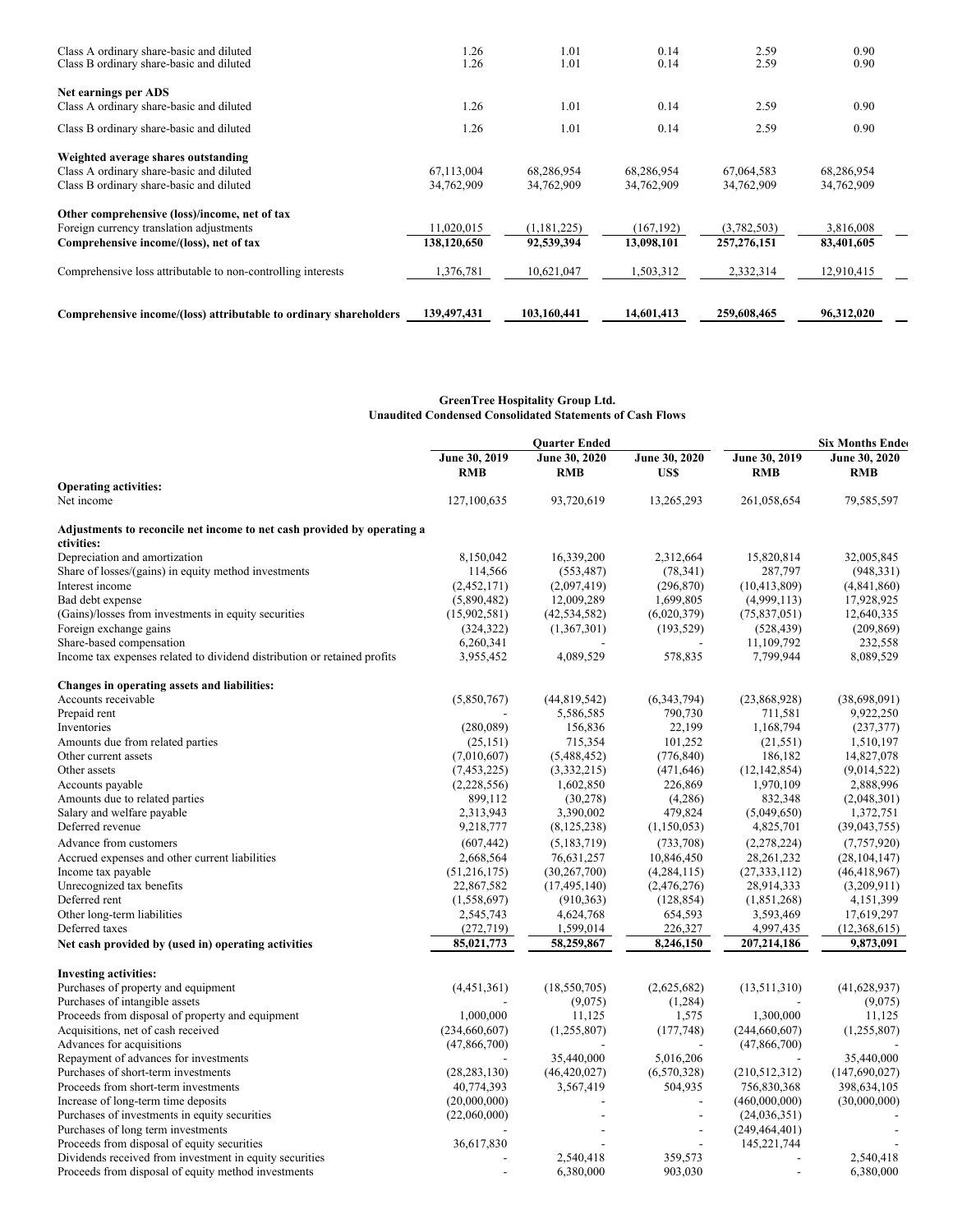| | | | | | |
|---|---|---|---|---|---|
| Class A ordinary share-basic and diluted | 1.26 | 1.01 | 0.14 | 2.59 | 0.90 |
| Class B ordinary share-basic and diluted | 1.26 | 1.01 | 0.14 | 2.59 | 0.90 |
| **Net earnings per ADS** | | | | | |
| Class A ordinary share-basic and diluted | 1.26 | 1.01 | 0.14 | 2.59 | 0.90 |
| Class B ordinary share-basic and diluted | 1.26 | 1.01 | 0.14 | 2.59 | 0.90 |
| **Weighted average shares outstanding** | | | | | |
| Class A ordinary share-basic and diluted | 67,113,004 | 68,286,954 | 68,286,954 | 67,064,583 | 68,286,954 |
| Class B ordinary share-basic and diluted | 34,762,909 | 34,762,909 | 34,762,909 | 34,762,909 | 34,762,909 |
| **Other comprehensive (loss)/income, net of tax** | | | | | |
| Foreign currency translation adjustments | 11,020,015 | (1,181,225) | (167,192) | (3,782,503) | 3,816,008 |
| **Comprehensive income/(loss), net of tax** | **138,120,650** | **92,539,394** | **13,098,101** | **257,276,151** | **83,401,605** |
| Comprehensive loss attributable to non-controlling interests | 1,376,781 | 10,621,047 | 1,503,312 | 2,332,314 | 12,910,415 |
| **Comprehensive income/(loss) attributable to ordinary shareholders** | **139,497,431** | **103,160,441** | **14,601,413** | **259,608,465** | **96,312,020** |

**GreenTree Hospitality Group Ltd.**
**Unaudited Condensed Consolidated Statements of Cash Flows**

| | Quarter Ended | | | Six Months Ended | |
|---|---|---|---|---|---|
| | June 30, 2019 RMB | June 30, 2020 RMB | June 30, 2020 US$ | June 30, 2019 RMB | June 30, 2020 RMB |
| **Operating activities:** | | | | | |
| Net income | 127,100,635 | 93,720,619 | 13,265,293 | 261,058,654 | 79,585,597 |
| **Adjustments to reconcile net income to net cash provided by operating activities:** | | | | | |
| Depreciation and amortization | 8,150,042 | 16,339,200 | 2,312,664 | 15,820,814 | 32,005,845 |
| Share of losses/(gains) in equity method investments | 114,566 | (553,487) | (78,341) | 287,797 | (948,331) |
| Interest income | (2,452,171) | (2,097,419) | (296,870) | (10,413,809) | (4,841,860) |
| Bad debt expense | (5,890,482) | 12,009,289 | 1,699,805 | (4,999,113) | 17,928,925 |
| (Gains)/losses from investments in equity securities | (15,902,581) | (42,534,582) | (6,020,379) | (75,837,051) | 12,640,335 |
| Foreign exchange gains | (324,322) | (1,367,301) | (193,529) | (528,439) | (209,869) |
| Share-based compensation | 6,260,341 | - | - | 11,109,792 | 232,558 |
| Income tax expenses related to dividend distribution or retained profits | 3,955,452 | 4,089,529 | 578,835 | 7,799,944 | 8,089,529 |
| **Changes in operating assets and liabilities:** | | | | | |
| Accounts receivable | (5,850,767) | (44,819,542) | (6,343,794) | (23,868,928) | (38,698,091) |
| Prepaid rent | - | 5,586,585 | 790,730 | 711,581 | 9,922,250 |
| Inventories | (280,089) | 156,836 | 22,199 | 1,168,794 | (237,377) |
| Amounts due from related parties | (25,151) | 715,354 | 101,252 | (21,551) | 1,510,197 |
| Other current assets | (7,010,607) | (5,488,452) | (776,840) | 186,182 | 14,827,078 |
| Other assets | (7,453,225) | (3,332,215) | (471,646) | (12,142,854) | (9,014,522) |
| Accounts payable | (2,228,556) | 1,602,850 | 226,869 | 1,970,109 | 2,888,996 |
| Amounts due to related parties | 899,112 | (30,278) | (4,286) | 832,348 | (2,048,301) |
| Salary and welfare payable | 2,313,943 | 3,390,002 | 479,824 | (5,049,650) | 1,372,751 |
| Deferred revenue | 9,218,777 | (8,125,238) | (1,150,053) | 4,825,701 | (39,043,755) |
| Advance from customers | (607,442) | (5,183,719) | (733,708) | (2,278,224) | (7,757,920) |
| Accrued expenses and other current liabilities | 2,668,564 | 76,631,257 | 10,846,450 | 28,261,232 | (28,104,147) |
| Income tax payable | (51,216,175) | (30,267,700) | (4,284,115) | (27,333,112) | (46,418,967) |
| Unrecognized tax benefits | 22,867,582 | (17,495,140) | (2,476,276) | 28,914,333 | (3,209,911) |
| Deferred rent | (1,558,697) | (910,363) | (128,854) | (1,851,268) | 4,151,399 |
| Other long-term liabilities | 2,545,743 | 4,624,768 | 654,593 | 3,593,469 | 17,619,297 |
| Deferred taxes | (272,719) | 1,599,014 | 226,327 | 4,997,435 | (12,368,615) |
| **Net cash provided by (used in) operating activities** | **85,021,773** | **58,259,867** | **8,246,150** | **207,214,186** | **9,873,091** |
| **Investing activities:** | | | | | |
| Purchases of property and equipment | (4,451,361) | (18,550,705) | (2,625,682) | (13,511,310) | (41,628,937) |
| Purchases of intangible assets | - | (9,075) | (1,284) | - | (9,075) |
| Proceeds from disposal of property and equipment | 1,000,000 | 11,125 | 1,575 | 1,300,000 | 11,125 |
| Acquisitions, net of cash received | (234,660,607) | (1,255,807) | (177,748) | (244,660,607) | (1,255,807) |
| Advances for acquisitions | (47,866,700) | - | - | (47,866,700) | - |
| Repayment of advances for investments | - | 35,440,000 | 5,016,206 | - | 35,440,000 |
| Purchases of short-term investments | (28,283,130) | (46,420,027) | (6,570,328) | (210,512,312) | (147,690,027) |
| Proceeds from short-term investments | 40,774,393 | 3,567,419 | 504,935 | 756,830,368 | 398,634,105 |
| Increase of long-term time deposits | (20,000,000) | - | - | (460,000,000) | (30,000,000) |
| Purchases of investments in equity securities | (22,060,000) | - | - | (24,036,351) | - |
| Purchases of long term investments | - | - | - | (249,464,401) | - |
| Proceeds from disposal of equity securities | 36,617,830 | - | - | 145,221,744 | - |
| Dividends received from investment in equity securities | - | 2,540,418 | 359,573 | - | 2,540,418 |
| Proceeds from disposal of equity method investments | - | 6,380,000 | 903,030 | - | 6,380,000 |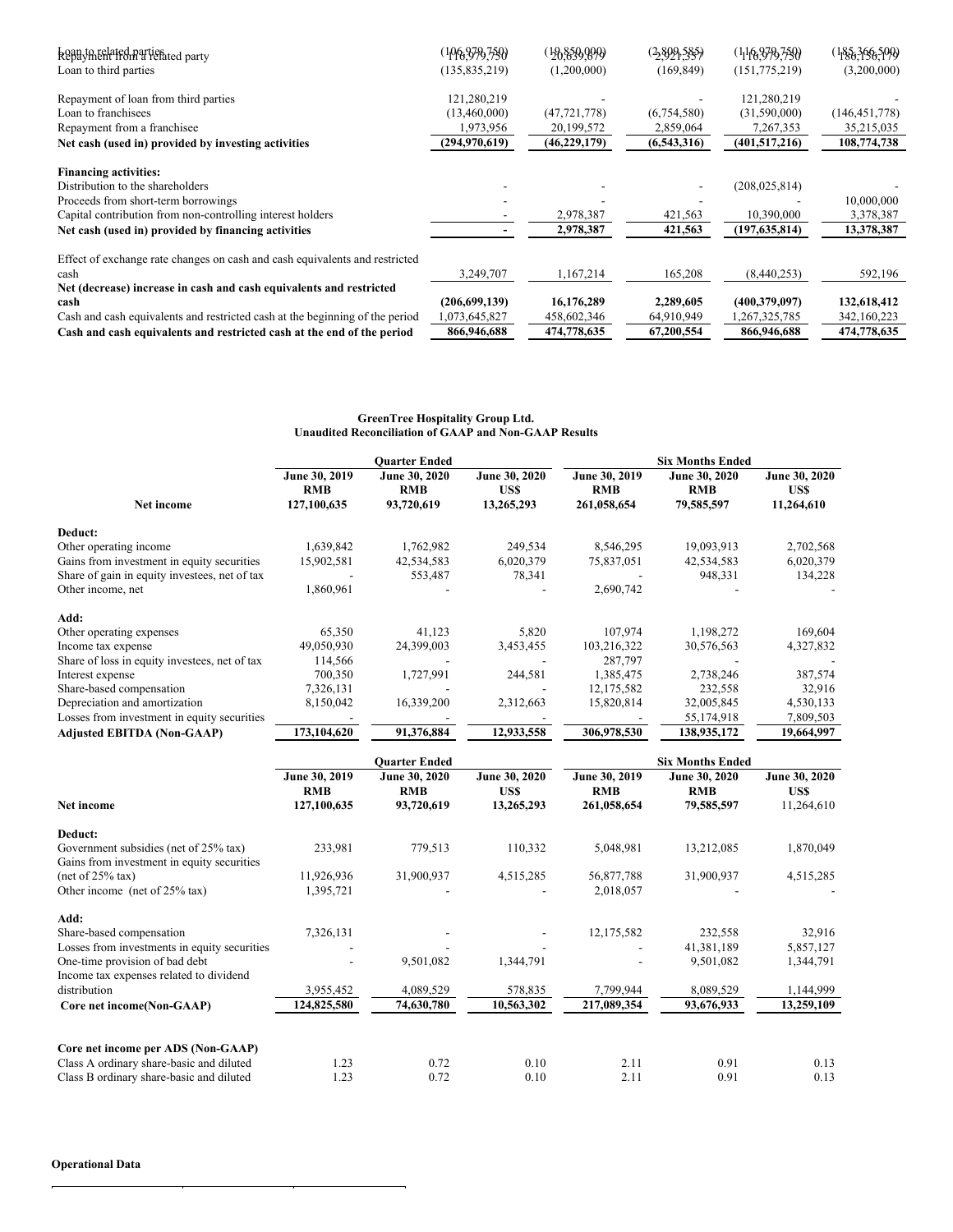| | | | | | |
|---|---|---|---|---|---|
| Loan to related parties | (106,979,750) | (19,850,000) | (2,809,585) | (116,979,750) | (185,366,500) |
| Repayment from a related party | 116,979,750 | 20,639,679 | 2,921,357 | 116,979,750 | 186,156,179 |
| Loan to third parties | (135,835,219) | (1,200,000) | (169,849) | (151,775,219) | (3,200,000) |
| Repayment of loan from third parties | 121,280,219 | - | - | 121,280,219 | - |
| Loan to franchisees | (13,460,000) | (47,721,778) | (6,754,580) | (31,590,000) | (146,451,778) |
| Repayment from a franchisee | 1,973,956 | 20,199,572 | 2,859,064 | 7,267,353 | 35,215,035 |
| **Net cash (used in) provided by investing activities** | **(294,970,619)** | **(46,229,179)** | **(6,543,316)** | **(401,517,216)** | **108,774,738** |
| **Financing activities:** | | | | | |
| Distribution to the shareholders | - | - | - | (208,025,814) | - |
| Proceeds from short-term borrowings | - | - | - | - | 10,000,000 |
| Capital contribution from non-controlling interest holders | - | 2,978,387 | 421,563 | 10,390,000 | 3,378,387 |
| **Net cash (used in) provided by financing activities** | **-** | **2,978,387** | **421,563** | **(197,635,814)** | **13,378,387** |
| Effect of exchange rate changes on cash and cash equivalents and restricted cash | 3,249,707 | 1,167,214 | 165,208 | (8,440,253) | 592,196 |
| **Net (decrease) increase in cash and cash equivalents and restricted cash** | **(206,699,139)** | **16,176,289** | **2,289,605** | **(400,379,097)** | **132,618,412** |
| Cash and cash equivalents and restricted cash at the beginning of the period | 1,073,645,827 | 458,602,346 | 64,910,949 | 1,267,325,785 | 342,160,223 |
| **Cash and cash equivalents and restricted cash at the end of the period** | **866,946,688** | **474,778,635** | **67,200,554** | **866,946,688** | **474,778,635** |

**GreenTree Hospitality Group Ltd.**
**Unaudited Reconciliation of GAAP and Non-GAAP Results**

| | Quarter Ended | | | Six Months Ended | | |
|---|---|---|---|---|---|---|
| | June 30, 2019 RMB | June 30, 2020 RMB | June 30, 2020 US$ | June 30, 2019 RMB | June 30, 2020 RMB | June 30, 2020 US$ |
| **Net income** | **127,100,635** | **93,720,619** | **13,265,293** | **261,058,654** | **79,585,597** | **11,264,610** |
| **Deduct:** | | | | | | |
| Other operating income | 1,639,842 | 1,762,982 | 249,534 | 8,546,295 | 19,093,913 | 2,702,568 |
| Gains from investment in equity securities | 15,902,581 | 42,534,583 | 6,020,379 | 75,837,051 | 42,534,583 | 6,020,379 |
| Share of gain in equity investees, net of tax | - | 553,487 | 78,341 | - | 948,331 | 134,228 |
| Other income, net | 1,860,961 | - | - | 2,690,742 | - | - |
| **Add:** | | | | | | |
| Other operating expenses | 65,350 | 41,123 | 5,820 | 107,974 | 1,198,272 | 169,604 |
| Income tax expense | 49,050,930 | 24,399,003 | 3,453,455 | 103,216,322 | 30,576,563 | 4,327,832 |
| Share of loss in equity investees, net of tax | 114,566 | - | - | 287,797 | - | - |
| Interest expense | 700,350 | 1,727,991 | 244,581 | 1,385,475 | 2,738,246 | 387,574 |
| Share-based compensation | 7,326,131 | - | - | 12,175,582 | 232,558 | 32,916 |
| Depreciation and amortization | 8,150,042 | 16,339,200 | 2,312,663 | 15,820,814 | 32,005,845 | 4,530,133 |
| Losses from investment in equity securities | - | - | - | - | 55,174,918 | 7,809,503 |
| **Adjusted EBITDA (Non-GAAP)** | **173,104,620** | **91,376,884** | **12,933,558** | **306,978,530** | **138,935,172** | **19,664,997** |

| | Quarter Ended | | | Six Months Ended | | |
|---|---|---|---|---|---|---|
| | June 30, 2019 RMB | June 30, 2020 RMB | June 30, 2020 US$ | June 30, 2019 RMB | June 30, 2020 RMB | June 30, 2020 US$ |
| **Net income** | **127,100,635** | **93,720,619** | **13,265,293** | **261,058,654** | **79,585,597** | **11,264,610** |
| **Deduct:** | | | | | | |
| Government subsidies (net of 25% tax) | 233,981 | 779,513 | 110,332 | 5,048,981 | 13,212,085 | 1,870,049 |
| Gains from investment in equity securities (net of 25% tax) | 11,926,936 | 31,900,937 | 4,515,285 | 56,877,788 | 31,900,937 | 4,515,285 |
| Other income (net of 25% tax) | 1,395,721 | - | - | 2,018,057 | - | - |
| **Add:** | | | | | | |
| Share-based compensation | 7,326,131 | - | - | 12,175,582 | 232,558 | 32,916 |
| Losses from investments in equity securities | - | - | - | - | 41,381,189 | 5,857,127 |
| One-time provision of bad debt | - | 9,501,082 | 1,344,791 | - | 9,501,082 | 1,344,791 |
| Income tax expenses related to dividend distribution | 3,955,452 | 4,089,529 | 578,835 | 7,799,944 | 8,089,529 | 1,144,999 |
| **Core net income(Non-GAAP)** | **124,825,580** | **74,630,780** | **10,563,302** | **217,089,354** | **93,676,933** | **13,259,109** |
| **Core net income per ADS (Non-GAAP)** | | | | | | |
| Class A ordinary share-basic and diluted | 1.23 | 0.72 | 0.10 | 2.11 | 0.91 | 0.13 |
| Class B ordinary share-basic and diluted | 1.23 | 0.72 | 0.10 | 2.11 | 0.91 | 0.13 |

**Operational Data**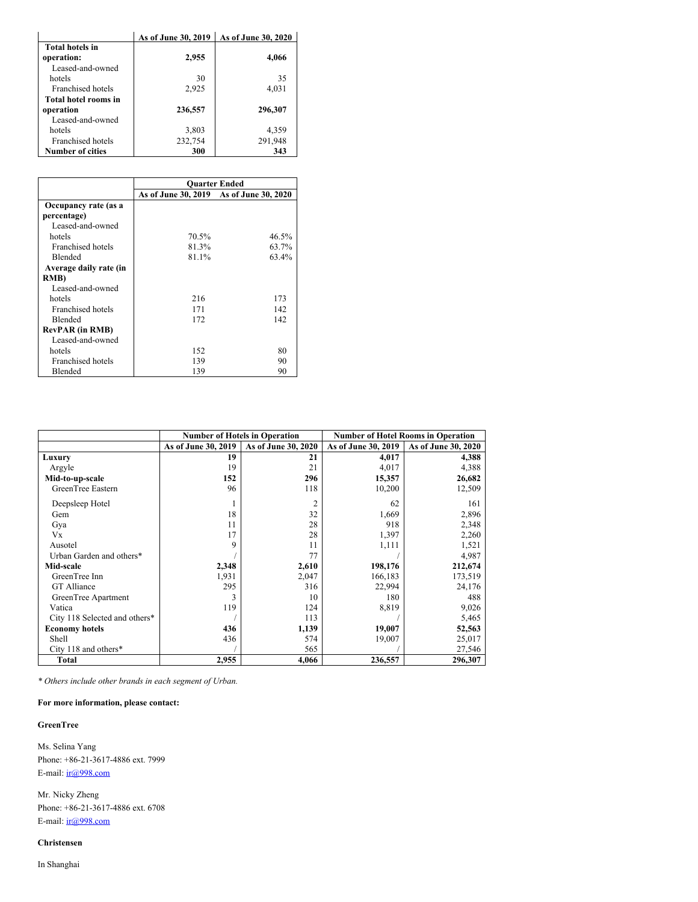| | As of June 30, 2019 | As of June 30, 2020 |
|---|---|---|
| **Total hotels in operation:** | **2,955** | **4,066** |
| Leased-and-owned hotels | 30 | 35 |
| Franchised hotels | 2,925 | 4,031 |
| **Total hotel rooms in operation** | **236,557** | **296,307** |
| Leased-and-owned hotels | 3,803 | 4,359 |
| Franchised hotels | 232,754 | 291,948 |
| **Number of cities** | **300** | **343** |

| | Quarter Ended | |
|---|---|---|
| | As of June 30, 2019 | As of June 30, 2020 |
| **Occupancy rate (as a percentage)** | | |
| Leased-and-owned hotels | 70.5% | 46.5% |
| Franchised hotels | 81.3% | 63.7% |
| Blended | 81.1% | 63.4% |
| **Average daily rate (in RMB)** | | |
| Leased-and-owned hotels | 216 | 173 |
| Franchised hotels | 171 | 142 |
| Blended | 172 | 142 |
| **RevPAR (in RMB)** | | |
| Leased-and-owned hotels | 152 | 80 |
| Franchised hotels | 139 | 90 |
| Blended | 139 | 90 |

| | Number of Hotels in Operation | | Number of Hotel Rooms in Operation | |
|---|---|---|---|---|
| | As of June 30, 2019 | As of June 30, 2020 | As of June 30, 2019 | As of June 30, 2020 |
| **Luxury** | **19** | **21** | **4,017** | **4,388** |
| Argyle | 19 | 21 | 4,017 | 4,388 |
| **Mid-to-up-scale** | **152** | **296** | **15,357** | **26,682** |
| GreenTree Eastern | 96 | 118 | 10,200 | 12,509 |
| Deepsleep Hotel | 1 | 2 | 62 | 161 |
| Gem | 18 | 32 | 1,669 | 2,896 |
| Gya | 11 | 28 | 918 | 2,348 |
| Vx | 17 | 28 | 1,397 | 2,260 |
| Ausotel | 9 | 11 | 1,111 | 1,521 |
| Urban Garden and others* | / | 77 | / | 4,987 |
| **Mid-scale** | **2,348** | **2,610** | **198,176** | **212,674** |
| GreenTree Inn | 1,931 | 2,047 | 166,183 | 173,519 |
| GT Alliance | 295 | 316 | 22,994 | 24,176 |
| GreenTree Apartment | 3 | 10 | 180 | 488 |
| Vatica | 119 | 124 | 8,819 | 9,026 |
| City 118 Selected and others* | / | 113 | / | 5,465 |
| **Economy hotels** | **436** | **1,139** | **19,007** | **52,563** |
| Shell | 436 | 574 | 19,007 | 25,017 |
| City 118 and others* | / | 565 | / | 27,546 |
| **Total** | **2,955** | **4,066** | **236,557** | **296,307** |

*\* Others include other brands in each segment of Urban.*

**For more information, please contact:**

**GreenTree**

Ms. Selina Yang
Phone: +86-21-3617-4886 ext. 7999
E-mail: ir@998.com

Mr. Nicky Zheng
Phone: +86-21-3617-4886 ext. 6708
E-mail: ir@998.com

**Christensen**

In Shanghai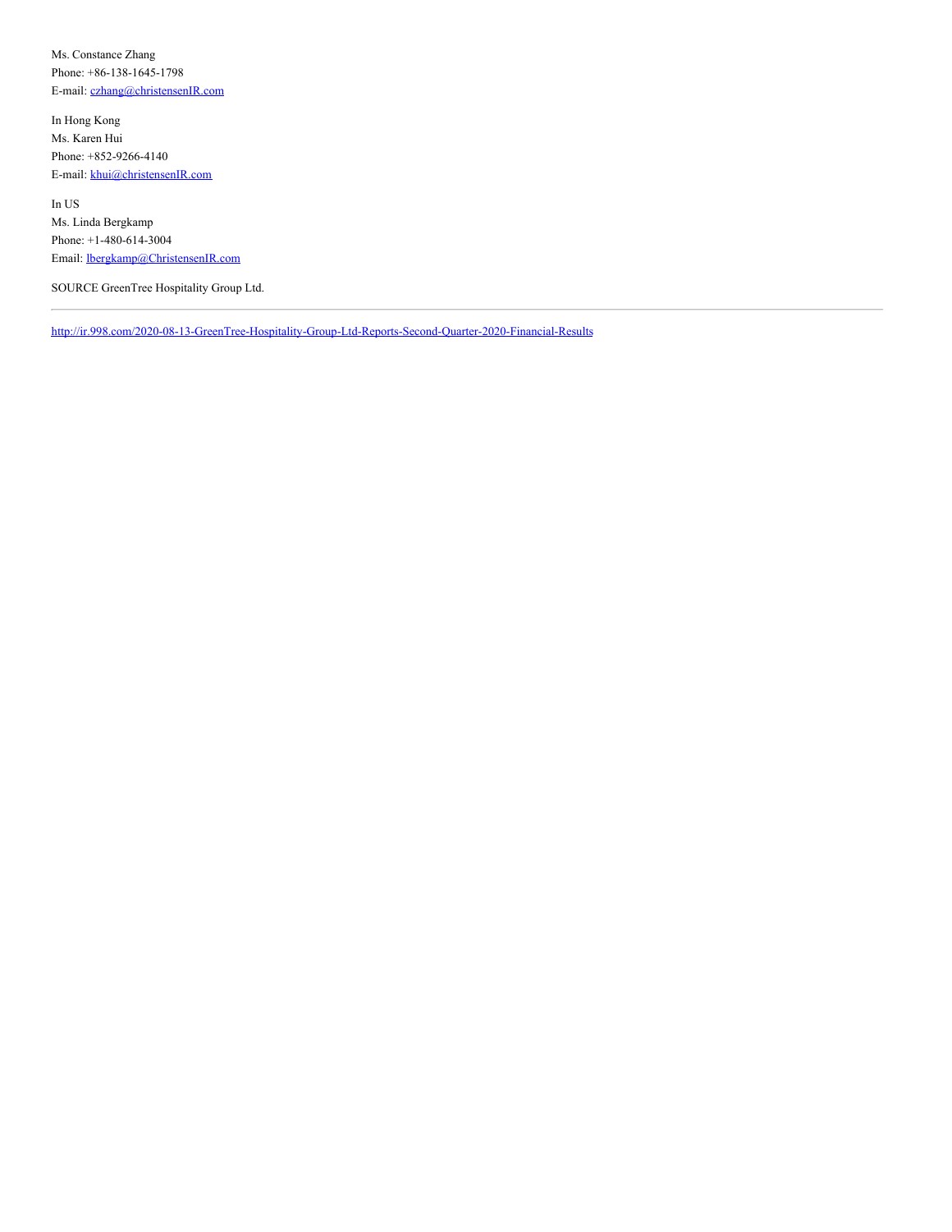Ms. Constance Zhang
Phone: +86-138-1645-1798
E-mail: czhang@christensenIR.com

In Hong Kong
Ms. Karen Hui
Phone: +852-9266-4140
E-mail: khui@christensenIR.com

In US
Ms. Linda Bergkamp
Phone: +1-480-614-3004
Email: lbergkamp@ChristensenIR.com

SOURCE GreenTree Hospitality Group Ltd.

---

http://ir.998.com/2020-08-13-GreenTree-Hospitality-Group-Ltd-Reports-Second-Quarter-2020-Financial-Results